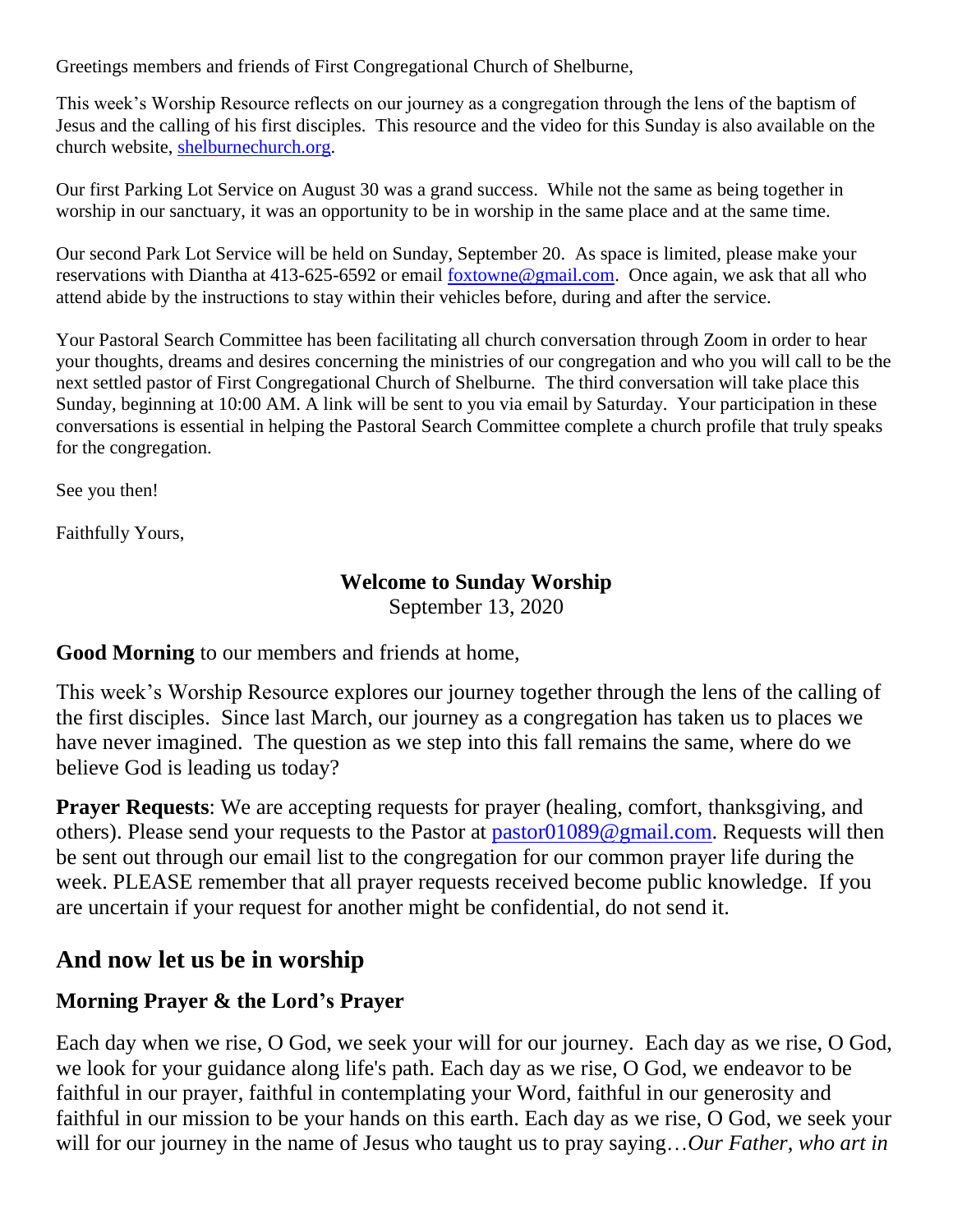Greetings members and friends of First Congregational Church of Shelburne,

This week's Worship Resource reflects on our journey as a congregation through the lens of the baptism of Jesus and the calling of his first disciples. This resource and the video for this Sunday is also available on the church website, shelburnechurch.org.

Our first Parking Lot Service on August 30 was a grand success. While not the same as being together in worship in our sanctuary, it was an opportunity to be in worship in the same place and at the same time.

Our second Park Lot Service will be held on Sunday, September 20. As space is limited, please make your reservations with Diantha at 413-625-6592 or email foxtowne@gmail.com. Once again, we ask that all who attend abide by the instructions to stay within their vehicles before, during and after the service.

Your Pastoral Search Committee has been facilitating all church conversation through Zoom in order to hear your thoughts, dreams and desires concerning the ministries of our congregation and who you will call to be the next settled pastor of First Congregational Church of Shelburne. The third conversation will take place this Sunday, beginning at 10:00 AM. A link will be sent to you via email by Saturday. Your participation in these conversations is essential in helping the Pastoral Search Committee complete a church profile that truly speaks for the congregation.

See you then!

Faithfully Yours,

**Welcome to Sunday Worship**
September 13, 2020

**Good Morning** to our members and friends at home,

This week's Worship Resource explores our journey together through the lens of the calling of the first disciples. Since last March, our journey as a congregation has taken us to places we have never imagined. The question as we step into this fall remains the same, where do we believe God is leading us today?

**Prayer Requests**: We are accepting requests for prayer (healing, comfort, thanksgiving, and others). Please send your requests to the Pastor at pastor01089@gmail.com. Requests will then be sent out through our email list to the congregation for our common prayer life during the week. PLEASE remember that all prayer requests received become public knowledge. If you are uncertain if your request for another might be confidential, do not send it.

## And now let us be in worship

### Morning Prayer & the Lord's Prayer

Each day when we rise, O God, we seek your will for our journey. Each day as we rise, O God, we look for your guidance along life's path. Each day as we rise, O God, we endeavor to be faithful in our prayer, faithful in contemplating your Word, faithful in our generosity and faithful in our mission to be your hands on this earth. Each day as we rise, O God, we seek your will for our journey in the name of Jesus who taught us to pray saying…*Our Father, who art in*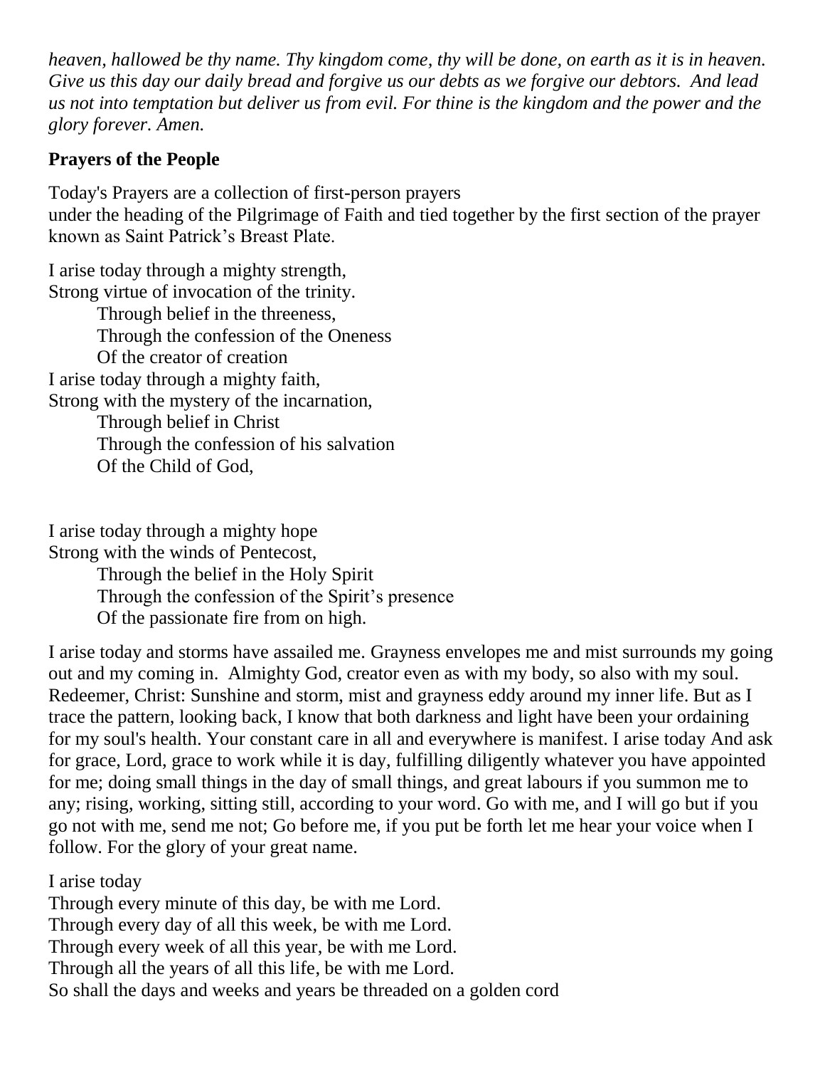*heaven, hallowed be thy name. Thy kingdom come, thy will be done, on earth as it is in heaven. Give us this day our daily bread and forgive us our debts as we forgive our debtors. And lead us not into temptation but deliver us from evil. For thine is the kingdom and the power and the glory forever. Amen.*

**Prayers of the People**

Today's Prayers are a collection of first-person prayers under the heading of the Pilgrimage of Faith and tied together by the first section of the prayer known as Saint Patrick's Breast Plate.

I arise today through a mighty strength,
Strong virtue of invocation of the trinity.
    Through belief in the threeness,
    Through the confession of the Oneness
    Of the creator of creation
I arise today through a mighty faith,
Strong with the mystery of the incarnation,
    Through belief in Christ
    Through the confession of his salvation
    Of the Child of God,

I arise today through a mighty hope
Strong with the winds of Pentecost,
    Through the belief in the Holy Spirit
    Through the confession of the Spirit's presence
    Of the passionate fire from on high.

I arise today and storms have assailed me. Grayness envelopes me and mist surrounds my going out and my coming in. Almighty God, creator even as with my body, so also with my soul. Redeemer, Christ: Sunshine and storm, mist and grayness eddy around my inner life. But as I trace the pattern, looking back, I know that both darkness and light have been your ordaining for my soul's health. Your constant care in all and everywhere is manifest. I arise today And ask for grace, Lord, grace to work while it is day, fulfilling diligently whatever you have appointed for me; doing small things in the day of small things, and great labours if you summon me to any; rising, working, sitting still, according to your word. Go with me, and I will go but if you go not with me, send me not; Go before me, if you put be forth let me hear your voice when I follow. For the glory of your great name.

I arise today
Through every minute of this day, be with me Lord.
Through every day of all this week, be with me Lord.
Through every week of all this year, be with me Lord.
Through all the years of all this life, be with me Lord.
So shall the days and weeks and years be threaded on a golden cord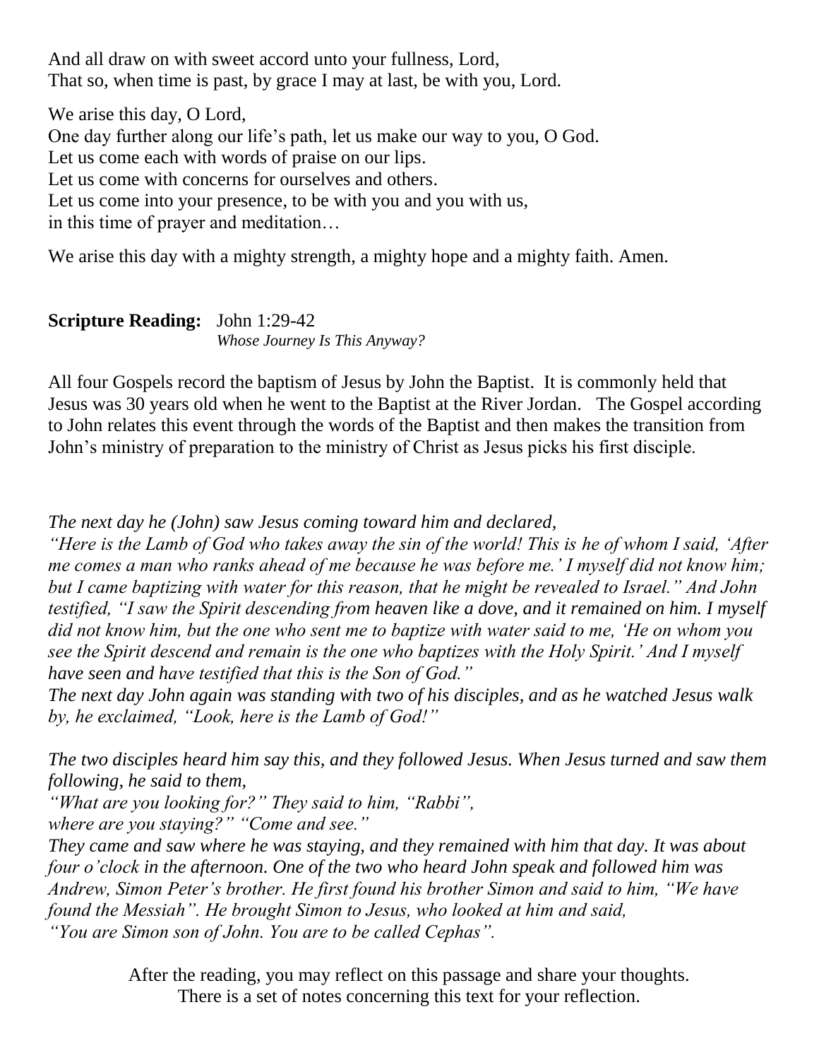And all draw on with sweet accord unto your fullness, Lord,
That so, when time is past, by grace I may at last, be with you, Lord.

We arise this day, O Lord,
One day further along our life's path, let us make our way to you, O God.
Let us come each with words of praise on our lips.
Let us come with concerns for ourselves and others.
Let us come into your presence, to be with you and you with us,
in this time of prayer and meditation…

We arise this day with a mighty strength, a mighty hope and a mighty faith. Amen.

**Scripture Reading:** John 1:29-42
*Whose Journey Is This Anyway?*

All four Gospels record the baptism of Jesus by John the Baptist. It is commonly held that Jesus was 30 years old when he went to the Baptist at the River Jordan. The Gospel according to John relates this event through the words of the Baptist and then makes the transition from John's ministry of preparation to the ministry of Christ as Jesus picks his first disciple.

*The next day he (John) saw Jesus coming toward him and declared,*
*"Here is the Lamb of God who takes away the sin of the world! This is he of whom I said, 'After me comes a man who ranks ahead of me because he was before me.' I myself did not know him; but I came baptizing with water for this reason, that he might be revealed to Israel." And John testified, "I saw the Spirit descending from heaven like a dove, and it remained on him. I myself did not know him, but the one who sent me to baptize with water said to me, 'He on whom you see the Spirit descend and remain is the one who baptizes with the Holy Spirit.' And I myself have seen and have testified that this is the Son of God."*
*The next day John again was standing with two of his disciples, and as he watched Jesus walk by, he exclaimed, "Look, here is the Lamb of God!"*

*The two disciples heard him say this, and they followed Jesus. When Jesus turned and saw them following, he said to them,*
*"What are you looking for?" They said to him, "Rabbi",*
*where are you staying?" "Come and see."*
*They came and saw where he was staying, and they remained with him that day. It was about four o'clock in the afternoon. One of the two who heard John speak and followed him was Andrew, Simon Peter's brother. He first found his brother Simon and said to him, "We have found the Messiah". He brought Simon to Jesus, who looked at him and said,*
*"You are Simon son of John. You are to be called Cephas".*

After the reading, you may reflect on this passage and share your thoughts.
There is a set of notes concerning this text for your reflection.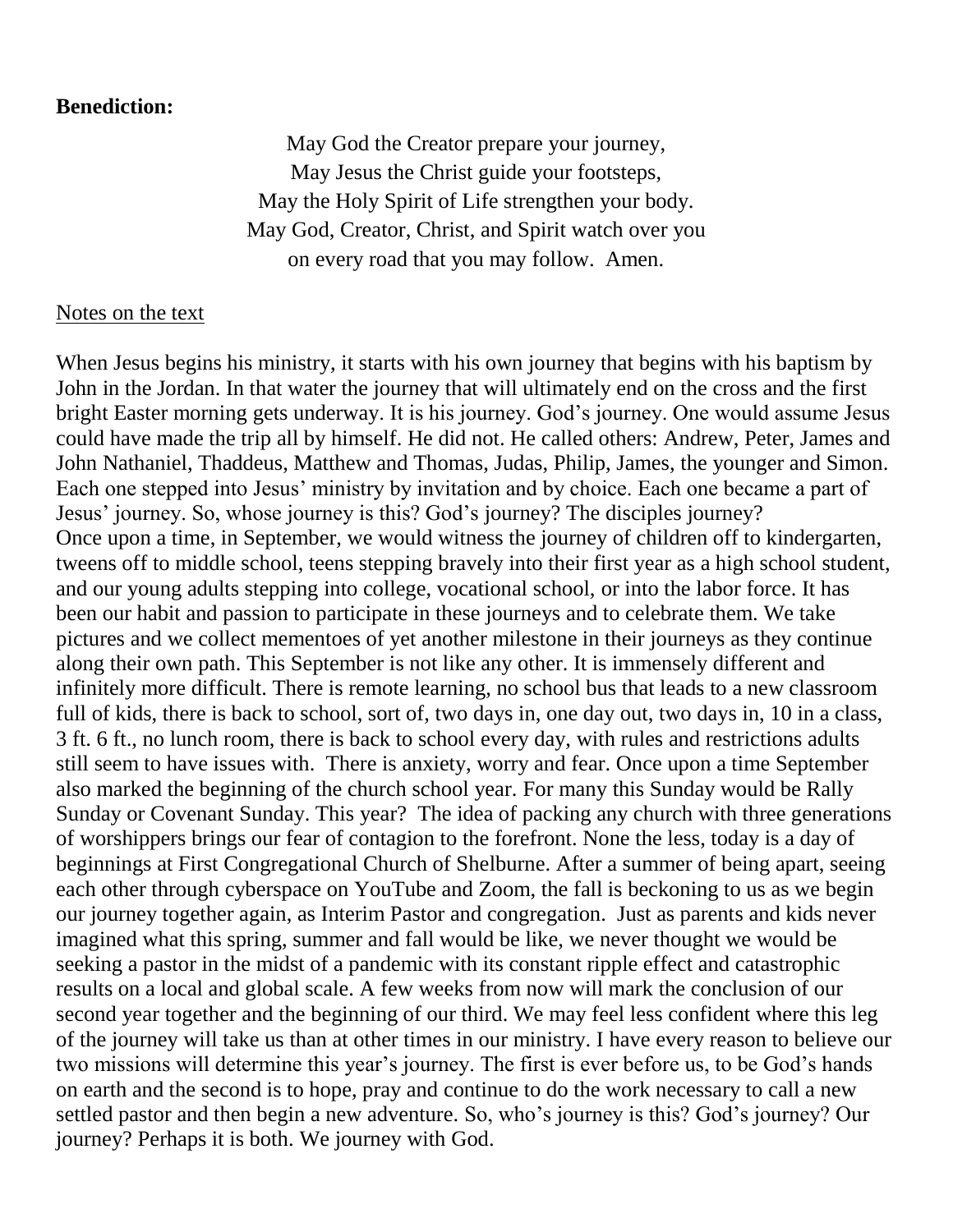**Benediction:**

May God the Creator prepare your journey,
May Jesus the Christ guide your footsteps,
May the Holy Spirit of Life strengthen your body.
May God, Creator, Christ, and Spirit watch over you
on every road that you may follow. Amen.

<u>Notes on the text</u>

When Jesus begins his ministry, it starts with his own journey that begins with his baptism by John in the Jordan. In that water the journey that will ultimately end on the cross and the first bright Easter morning gets underway. It is his journey. God's journey. One would assume Jesus could have made the trip all by himself. He did not. He called others: Andrew, Peter, James and John Nathaniel, Thaddeus, Matthew and Thomas, Judas, Philip, James, the younger and Simon. Each one stepped into Jesus' ministry by invitation and by choice. Each one became a part of Jesus' journey. So, whose journey is this? God's journey? The disciples journey?
Once upon a time, in September, we would witness the journey of children off to kindergarten, tweens off to middle school, teens stepping bravely into their first year as a high school student, and our young adults stepping into college, vocational school, or into the labor force. It has been our habit and passion to participate in these journeys and to celebrate them. We take pictures and we collect mementoes of yet another milestone in their journeys as they continue along their own path. This September is not like any other. It is immensely different and infinitely more difficult. There is remote learning, no school bus that leads to a new classroom full of kids, there is back to school, sort of, two days in, one day out, two days in, 10 in a class, 3 ft. 6 ft., no lunch room, there is back to school every day, with rules and restrictions adults still seem to have issues with. There is anxiety, worry and fear. Once upon a time September also marked the beginning of the church school year. For many this Sunday would be Rally Sunday or Covenant Sunday. This year? The idea of packing any church with three generations of worshippers brings our fear of contagion to the forefront. None the less, today is a day of beginnings at First Congregational Church of Shelburne. After a summer of being apart, seeing each other through cyberspace on YouTube and Zoom, the fall is beckoning to us as we begin our journey together again, as Interim Pastor and congregation. Just as parents and kids never imagined what this spring, summer and fall would be like, we never thought we would be seeking a pastor in the midst of a pandemic with its constant ripple effect and catastrophic results on a local and global scale. A few weeks from now will mark the conclusion of our second year together and the beginning of our third. We may feel less confident where this leg of the journey will take us than at other times in our ministry. I have every reason to believe our two missions will determine this year's journey. The first is ever before us, to be God's hands on earth and the second is to hope, pray and continue to do the work necessary to call a new settled pastor and then begin a new adventure. So, who's journey is this? God's journey? Our journey? Perhaps it is both. We journey with God.